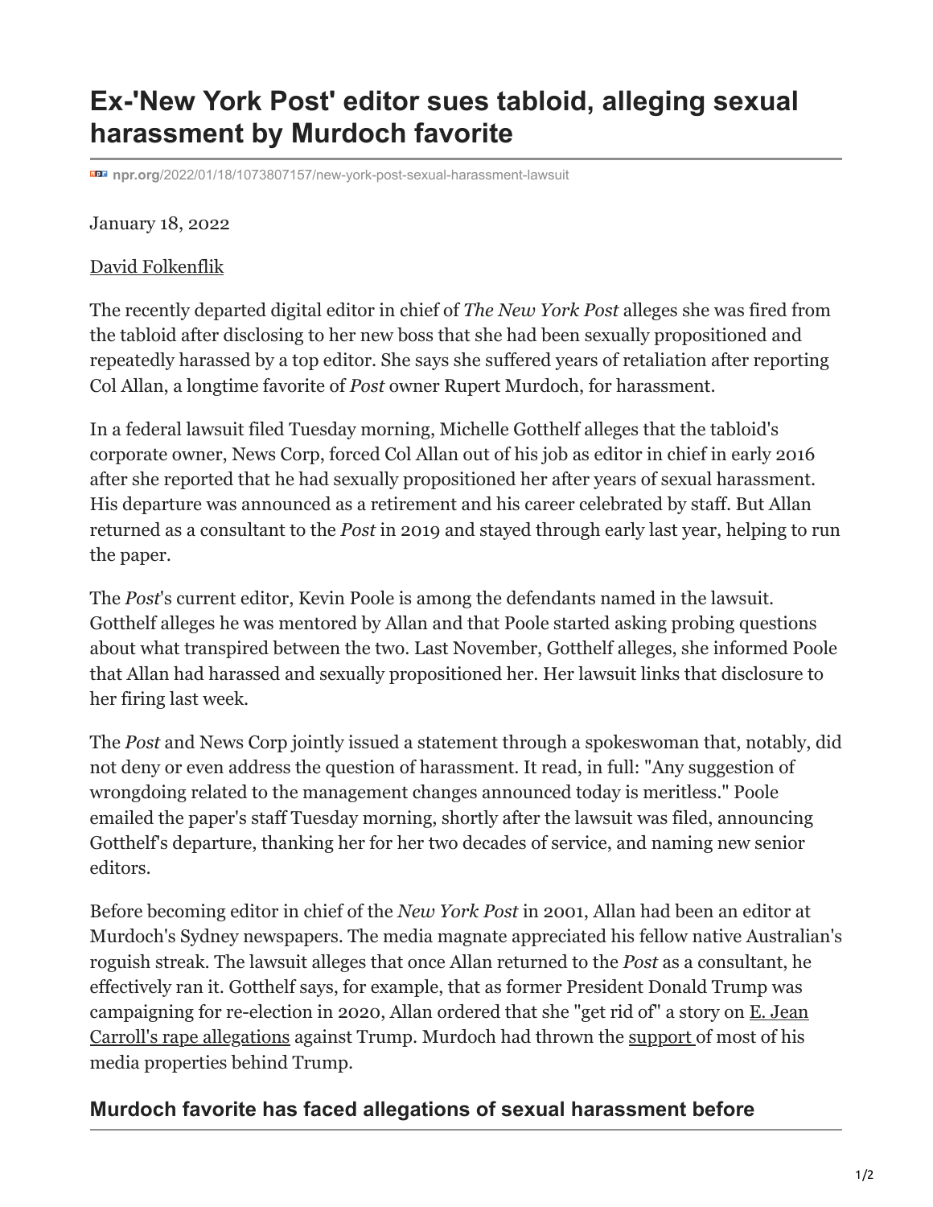# Ex-'New York Post' editor sues tabloid, alleging sexual harassment by Murdoch favorite

npr.org/2022/01/18/1073807157/new-york-post-sexual-harassment-lawsuit

January 18, 2022

David Folkenflik

The recently departed digital editor in chief of *The New York Post* alleges she was fired from the tabloid after disclosing to her new boss that she had been sexually propositioned and repeatedly harassed by a top editor. She says she suffered years of retaliation after reporting Col Allan, a longtime favorite of *Post* owner Rupert Murdoch, for harassment.

In a federal lawsuit filed Tuesday morning, Michelle Gotthelf alleges that the tabloid's corporate owner, News Corp, forced Col Allan out of his job as editor in chief in early 2016 after she reported that he had sexually propositioned her after years of sexual harassment. His departure was announced as a retirement and his career celebrated by staff. But Allan returned as a consultant to the *Post* in 2019 and stayed through early last year, helping to run the paper.

The *Post*'s current editor, Kevin Poole is among the defendants named in the lawsuit. Gotthelf alleges he was mentored by Allan and that Poole started asking probing questions about what transpired between the two. Last November, Gotthelf alleges, she informed Poole that Allan had harassed and sexually propositioned her. Her lawsuit links that disclosure to her firing last week.

The *Post* and News Corp jointly issued a statement through a spokeswoman that, notably, did not deny or even address the question of harassment. It read, in full: "Any suggestion of wrongdoing related to the management changes announced today is meritless." Poole emailed the paper's staff Tuesday morning, shortly after the lawsuit was filed, announcing Gotthelf's departure, thanking her for her two decades of service, and naming new senior editors.

Before becoming editor in chief of the *New York Post* in 2001, Allan had been an editor at Murdoch's Sydney newspapers. The media magnate appreciated his fellow native Australian's roguish streak. The lawsuit alleges that once Allan returned to the *Post* as a consultant, he effectively ran it. Gotthelf says, for example, that as former President Donald Trump was campaigning for re-election in 2020, Allan ordered that she "get rid of" a story on E. Jean Carroll's rape allegations against Trump. Murdoch had thrown the support of most of his media properties behind Trump.

## Murdoch favorite has faced allegations of sexual harassment before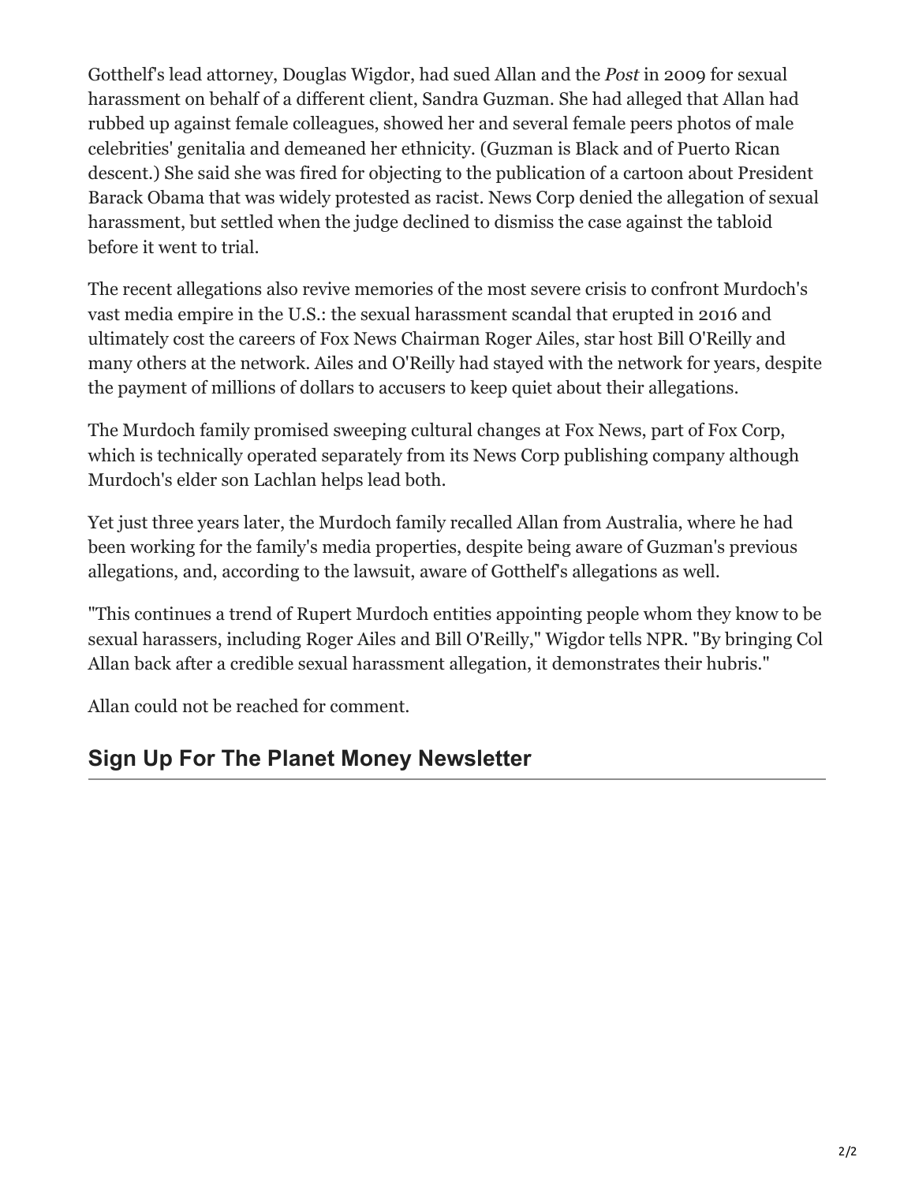Gotthelf's lead attorney, Douglas Wigdor, had sued Allan and the *Post* in 2009 for sexual harassment on behalf of a different client, Sandra Guzman. She had alleged that Allan had rubbed up against female colleagues, showed her and several female peers photos of male celebrities' genitalia and demeaned her ethnicity. (Guzman is Black and of Puerto Rican descent.) She said she was fired for objecting to the publication of a cartoon about President Barack Obama that was widely protested as racist. News Corp denied the allegation of sexual harassment, but settled when the judge declined to dismiss the case against the tabloid before it went to trial.

The recent allegations also revive memories of the most severe crisis to confront Murdoch's vast media empire in the U.S.: the sexual harassment scandal that erupted in 2016 and ultimately cost the careers of Fox News Chairman Roger Ailes, star host Bill O'Reilly and many others at the network. Ailes and O'Reilly had stayed with the network for years, despite the payment of millions of dollars to accusers to keep quiet about their allegations.

The Murdoch family promised sweeping cultural changes at Fox News, part of Fox Corp, which is technically operated separately from its News Corp publishing company although Murdoch's elder son Lachlan helps lead both.

Yet just three years later, the Murdoch family recalled Allan from Australia, where he had been working for the family's media properties, despite being aware of Guzman's previous allegations, and, according to the lawsuit, aware of Gotthelf's allegations as well.

"This continues a trend of Rupert Murdoch entities appointing people whom they know to be sexual harassers, including Roger Ailes and Bill O'Reilly," Wigdor tells NPR. "By bringing Col Allan back after a credible sexual harassment allegation, it demonstrates their hubris."

Allan could not be reached for comment.

## Sign Up For The Planet Money Newsletter